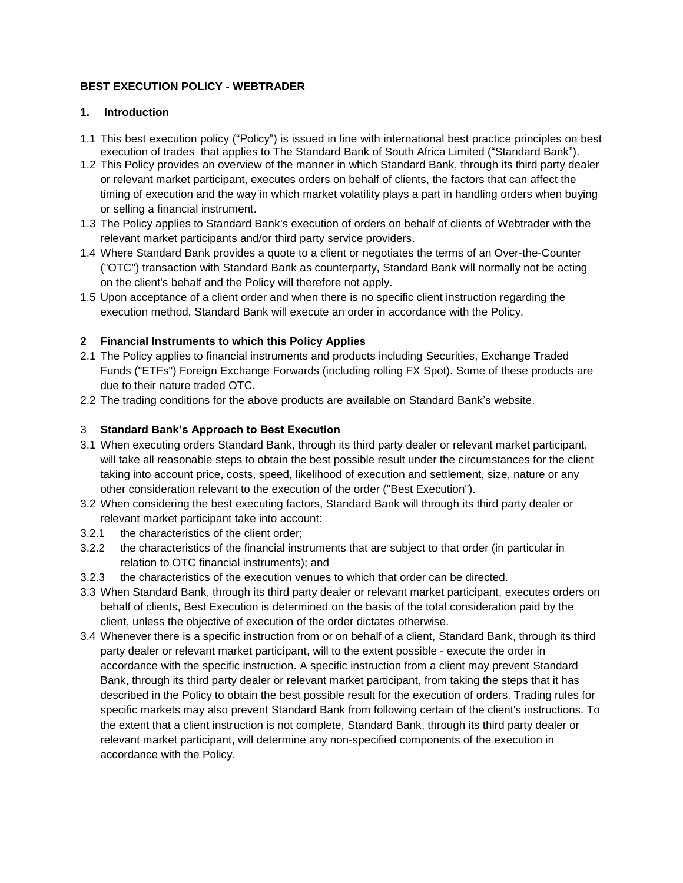# BEST EXECUTION POLICY - WEBTRADER

## 1. Introduction

1.1 This best execution policy ("Policy") is issued in line with international best practice principles on best execution of trades that applies to The Standard Bank of South Africa Limited ("Standard Bank").

1.2 This Policy provides an overview of the manner in which Standard Bank, through its third party dealer or relevant market participant, executes orders on behalf of clients, the factors that can affect the timing of execution and the way in which market volatility plays a part in handling orders when buying or selling a financial instrument.

1.3 The Policy applies to Standard Bank's execution of orders on behalf of clients of Webtrader with the relevant market participants and/or third party service providers.

1.4 Where Standard Bank provides a quote to a client or negotiates the terms of an Over-the-Counter ("OTC") transaction with Standard Bank as counterparty, Standard Bank will normally not be acting on the client's behalf and the Policy will therefore not apply.

1.5 Upon acceptance of a client order and when there is no specific client instruction regarding the execution method, Standard Bank will execute an order in accordance with the Policy.

## 2 Financial Instruments to which this Policy Applies

2.1 The Policy applies to financial instruments and products including Securities, Exchange Traded Funds ("ETFs") Foreign Exchange Forwards (including rolling FX Spot). Some of these products are due to their nature traded OTC.

2.2 The trading conditions for the above products are available on Standard Bank's website.

## 3 Standard Bank's Approach to Best Execution

3.1 When executing orders Standard Bank, through its third party dealer or relevant market participant, will take all reasonable steps to obtain the best possible result under the circumstances for the client taking into account price, costs, speed, likelihood of execution and settlement, size, nature or any other consideration relevant to the execution of the order ("Best Execution").

3.2 When considering the best executing factors, Standard Bank will through its third party dealer or relevant market participant take into account:

3.2.1 the characteristics of the client order;

3.2.2 the characteristics of the financial instruments that are subject to that order (in particular in relation to OTC financial instruments); and

3.2.3 the characteristics of the execution venues to which that order can be directed.

3.3 When Standard Bank, through its third party dealer or relevant market participant, executes orders on behalf of clients, Best Execution is determined on the basis of the total consideration paid by the client, unless the objective of execution of the order dictates otherwise.

3.4 Whenever there is a specific instruction from or on behalf of a client, Standard Bank, through its third party dealer or relevant market participant, will to the extent possible - execute the order in accordance with the specific instruction. A specific instruction from a client may prevent Standard Bank, through its third party dealer or relevant market participant, from taking the steps that it has described in the Policy to obtain the best possible result for the execution of orders. Trading rules for specific markets may also prevent Standard Bank from following certain of the client's instructions. To the extent that a client instruction is not complete, Standard Bank, through its third party dealer or relevant market participant, will determine any non-specified components of the execution in accordance with the Policy.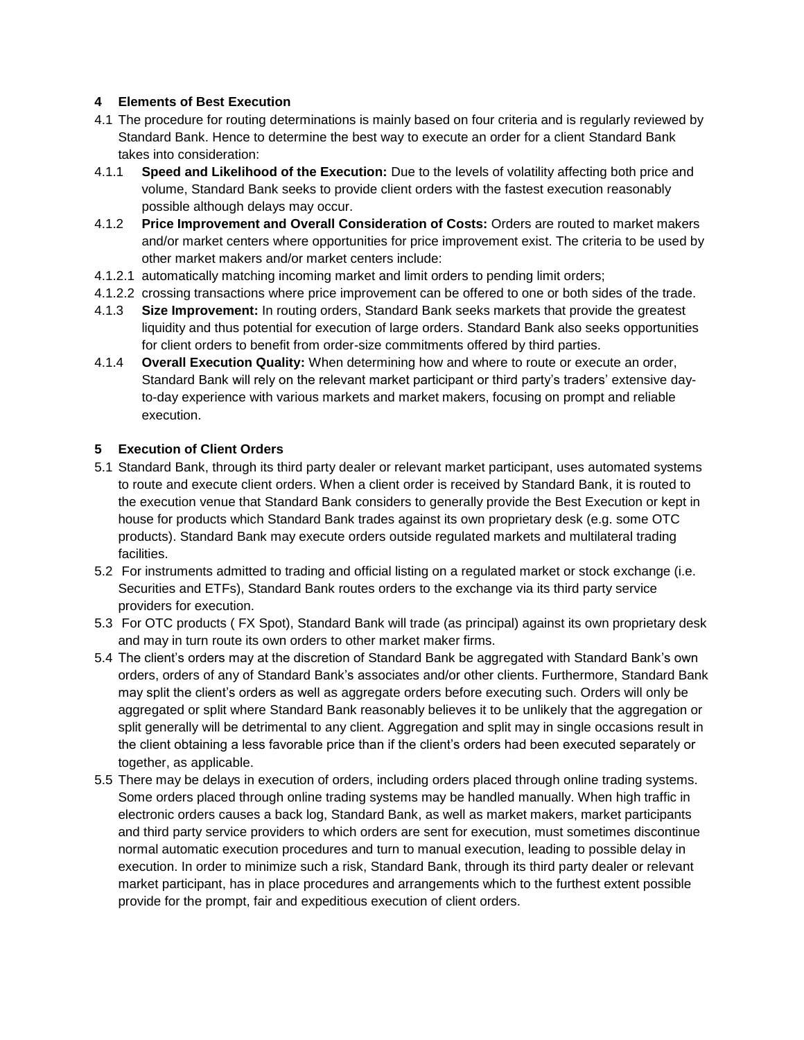## 4 Elements of Best Execution

4.1 The procedure for routing determinations is mainly based on four criteria and is regularly reviewed by Standard Bank. Hence to determine the best way to execute an order for a client Standard Bank takes into consideration:

4.1.1 **Speed and Likelihood of the Execution:** Due to the levels of volatility affecting both price and volume, Standard Bank seeks to provide client orders with the fastest execution reasonably possible although delays may occur.

4.1.2 **Price Improvement and Overall Consideration of Costs:** Orders are routed to market makers and/or market centers where opportunities for price improvement exist. The criteria to be used by other market makers and/or market centers include:

4.1.2.1 automatically matching incoming market and limit orders to pending limit orders;

4.1.2.2 crossing transactions where price improvement can be offered to one or both sides of the trade.

4.1.3 **Size Improvement:** In routing orders, Standard Bank seeks markets that provide the greatest liquidity and thus potential for execution of large orders. Standard Bank also seeks opportunities for client orders to benefit from order-size commitments offered by third parties.

4.1.4 **Overall Execution Quality:** When determining how and where to route or execute an order, Standard Bank will rely on the relevant market participant or third party's traders' extensive day-to-day experience with various markets and market makers, focusing on prompt and reliable execution.

## 5 Execution of Client Orders

5.1 Standard Bank, through its third party dealer or relevant market participant, uses automated systems to route and execute client orders. When a client order is received by Standard Bank, it is routed to the execution venue that Standard Bank considers to generally provide the Best Execution or kept in house for products which Standard Bank trades against its own proprietary desk (e.g. some OTC products). Standard Bank may execute orders outside regulated markets and multilateral trading facilities.

5.2 For instruments admitted to trading and official listing on a regulated market or stock exchange (i.e. Securities and ETFs), Standard Bank routes orders to the exchange via its third party service providers for execution.

5.3 For OTC products ( FX Spot), Standard Bank will trade (as principal) against its own proprietary desk and may in turn route its own orders to other market maker firms.

5.4 The client's orders may at the discretion of Standard Bank be aggregated with Standard Bank's own orders, orders of any of Standard Bank's associates and/or other clients. Furthermore, Standard Bank may split the client's orders as well as aggregate orders before executing such. Orders will only be aggregated or split where Standard Bank reasonably believes it to be unlikely that the aggregation or split generally will be detrimental to any client. Aggregation and split may in single occasions result in the client obtaining a less favorable price than if the client's orders had been executed separately or together, as applicable.

5.5 There may be delays in execution of orders, including orders placed through online trading systems. Some orders placed through online trading systems may be handled manually. When high traffic in electronic orders causes a back log, Standard Bank, as well as market makers, market participants and third party service providers to which orders are sent for execution, must sometimes discontinue normal automatic execution procedures and turn to manual execution, leading to possible delay in execution. In order to minimize such a risk, Standard Bank, through its third party dealer or relevant market participant, has in place procedures and arrangements which to the furthest extent possible provide for the prompt, fair and expeditious execution of client orders.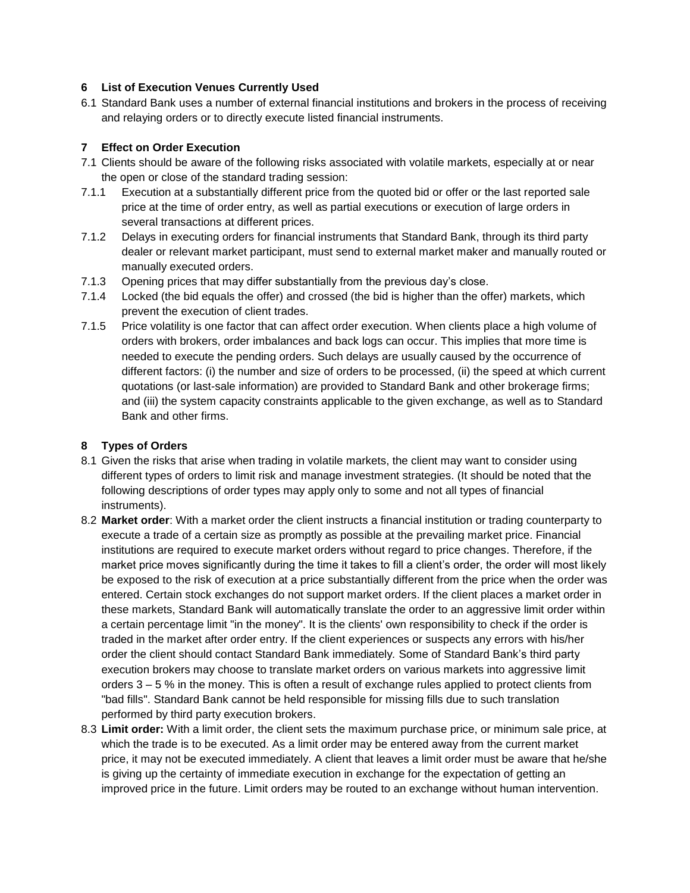## 6 List of Execution Venues Currently Used

6.1 Standard Bank uses a number of external financial institutions and brokers in the process of receiving and relaying orders or to directly execute listed financial instruments.

## 7 Effect on Order Execution

7.1 Clients should be aware of the following risks associated with volatile markets, especially at or near the open or close of the standard trading session:

7.1.1 Execution at a substantially different price from the quoted bid or offer or the last reported sale price at the time of order entry, as well as partial executions or execution of large orders in several transactions at different prices.

7.1.2 Delays in executing orders for financial instruments that Standard Bank, through its third party dealer or relevant market participant, must send to external market maker and manually routed or manually executed orders.

7.1.3 Opening prices that may differ substantially from the previous day's close.

7.1.4 Locked (the bid equals the offer) and crossed (the bid is higher than the offer) markets, which prevent the execution of client trades.

7.1.5 Price volatility is one factor that can affect order execution. When clients place a high volume of orders with brokers, order imbalances and back logs can occur. This implies that more time is needed to execute the pending orders. Such delays are usually caused by the occurrence of different factors: (i) the number and size of orders to be processed, (ii) the speed at which current quotations (or last-sale information) are provided to Standard Bank and other brokerage firms; and (iii) the system capacity constraints applicable to the given exchange, as well as to Standard Bank and other firms.

## 8 Types of Orders

8.1 Given the risks that arise when trading in volatile markets, the client may want to consider using different types of orders to limit risk and manage investment strategies. (It should be noted that the following descriptions of order types may apply only to some and not all types of financial instruments).

8.2 **Market order**: With a market order the client instructs a financial institution or trading counterparty to execute a trade of a certain size as promptly as possible at the prevailing market price. Financial institutions are required to execute market orders without regard to price changes. Therefore, if the market price moves significantly during the time it takes to fill a client's order, the order will most likely be exposed to the risk of execution at a price substantially different from the price when the order was entered. Certain stock exchanges do not support market orders. If the client places a market order in these markets, Standard Bank will automatically translate the order to an aggressive limit order within a certain percentage limit "in the money". It is the clients' own responsibility to check if the order is traded in the market after order entry. If the client experiences or suspects any errors with his/her order the client should contact Standard Bank immediately. Some of Standard Bank's third party execution brokers may choose to translate market orders on various markets into aggressive limit orders 3 – 5 % in the money. This is often a result of exchange rules applied to protect clients from "bad fills". Standard Bank cannot be held responsible for missing fills due to such translation performed by third party execution brokers.

8.3 **Limit order:** With a limit order, the client sets the maximum purchase price, or minimum sale price, at which the trade is to be executed. As a limit order may be entered away from the current market price, it may not be executed immediately. A client that leaves a limit order must be aware that he/she is giving up the certainty of immediate execution in exchange for the expectation of getting an improved price in the future. Limit orders may be routed to an exchange without human intervention.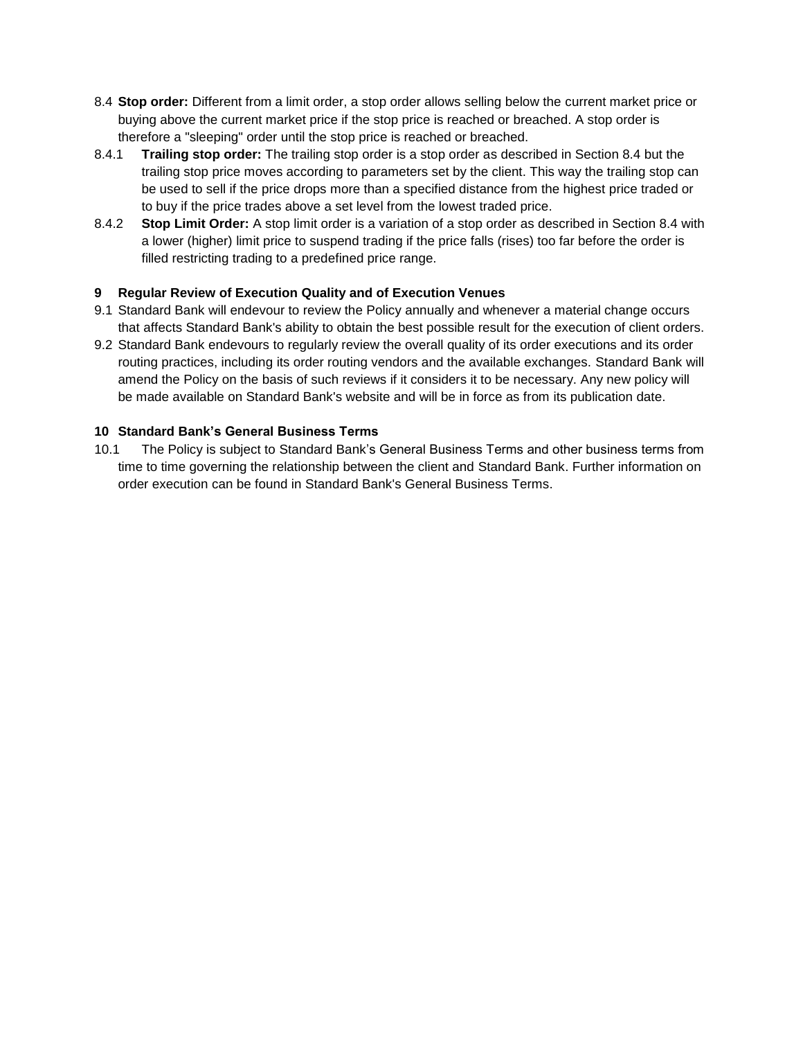8.4 **Stop order:** Different from a limit order, a stop order allows selling below the current market price or buying above the current market price if the stop price is reached or breached. A stop order is therefore a "sleeping" order until the stop price is reached or breached.

8.4.1 **Trailing stop order:** The trailing stop order is a stop order as described in Section 8.4 but the trailing stop price moves according to parameters set by the client. This way the trailing stop can be used to sell if the price drops more than a specified distance from the highest price traded or to buy if the price trades above a set level from the lowest traded price.

8.4.2 **Stop Limit Order:** A stop limit order is a variation of a stop order as described in Section 8.4 with a lower (higher) limit price to suspend trading if the price falls (rises) too far before the order is filled restricting trading to a predefined price range.

## 9 Regular Review of Execution Quality and of Execution Venues

9.1 Standard Bank will endevour to review the Policy annually and whenever a material change occurs that affects Standard Bank's ability to obtain the best possible result for the execution of client orders.

9.2 Standard Bank endevours to regularly review the overall quality of its order executions and its order routing practices, including its order routing vendors and the available exchanges. Standard Bank will amend the Policy on the basis of such reviews if it considers it to be necessary. Any new policy will be made available on Standard Bank's website and will be in force as from its publication date.

## 10 Standard Bank's General Business Terms

10.1 The Policy is subject to Standard Bank's General Business Terms and other business terms from time to time governing the relationship between the client and Standard Bank. Further information on order execution can be found in Standard Bank's General Business Terms.